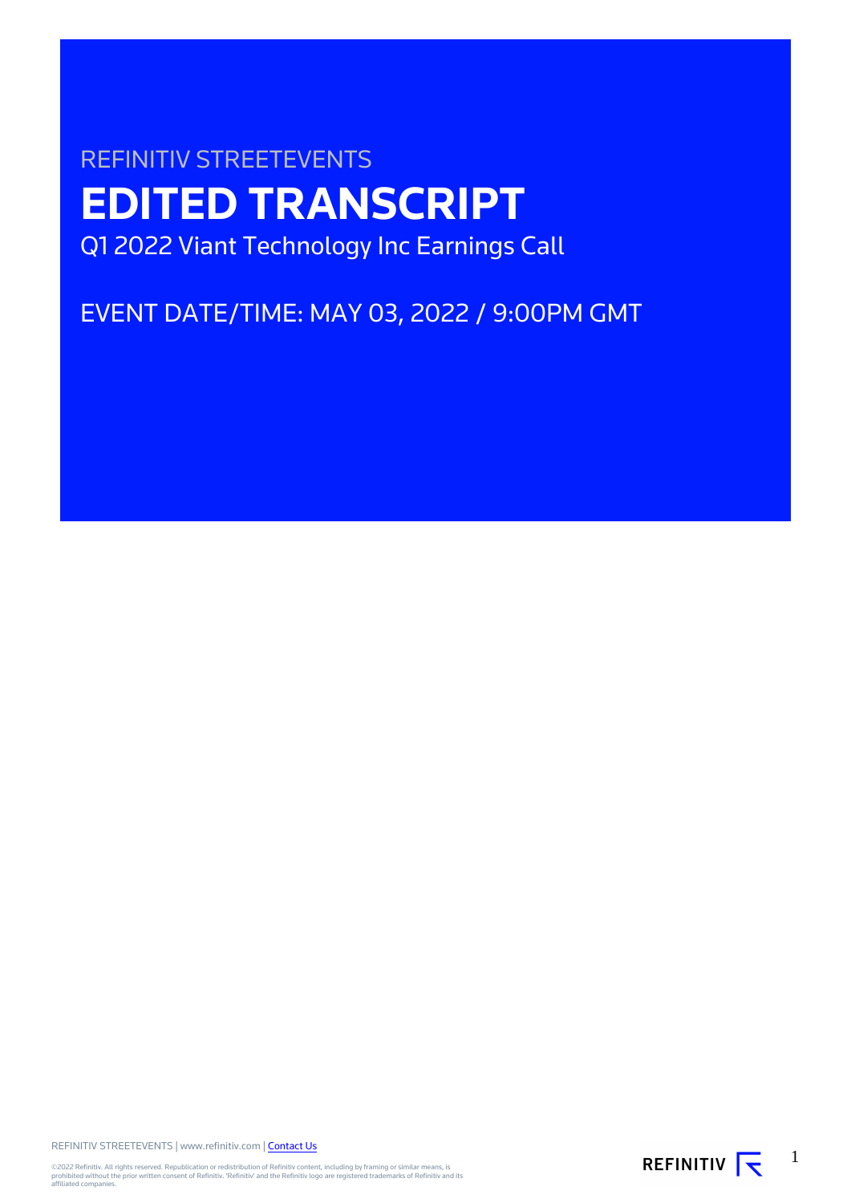REFINITIV STREETEVENTS

# EDITED TRANSCRIPT

Q1 2022 Viant Technology Inc Earnings Call

EVENT DATE/TIME: MAY 03, 2022 / 9:00PM GMT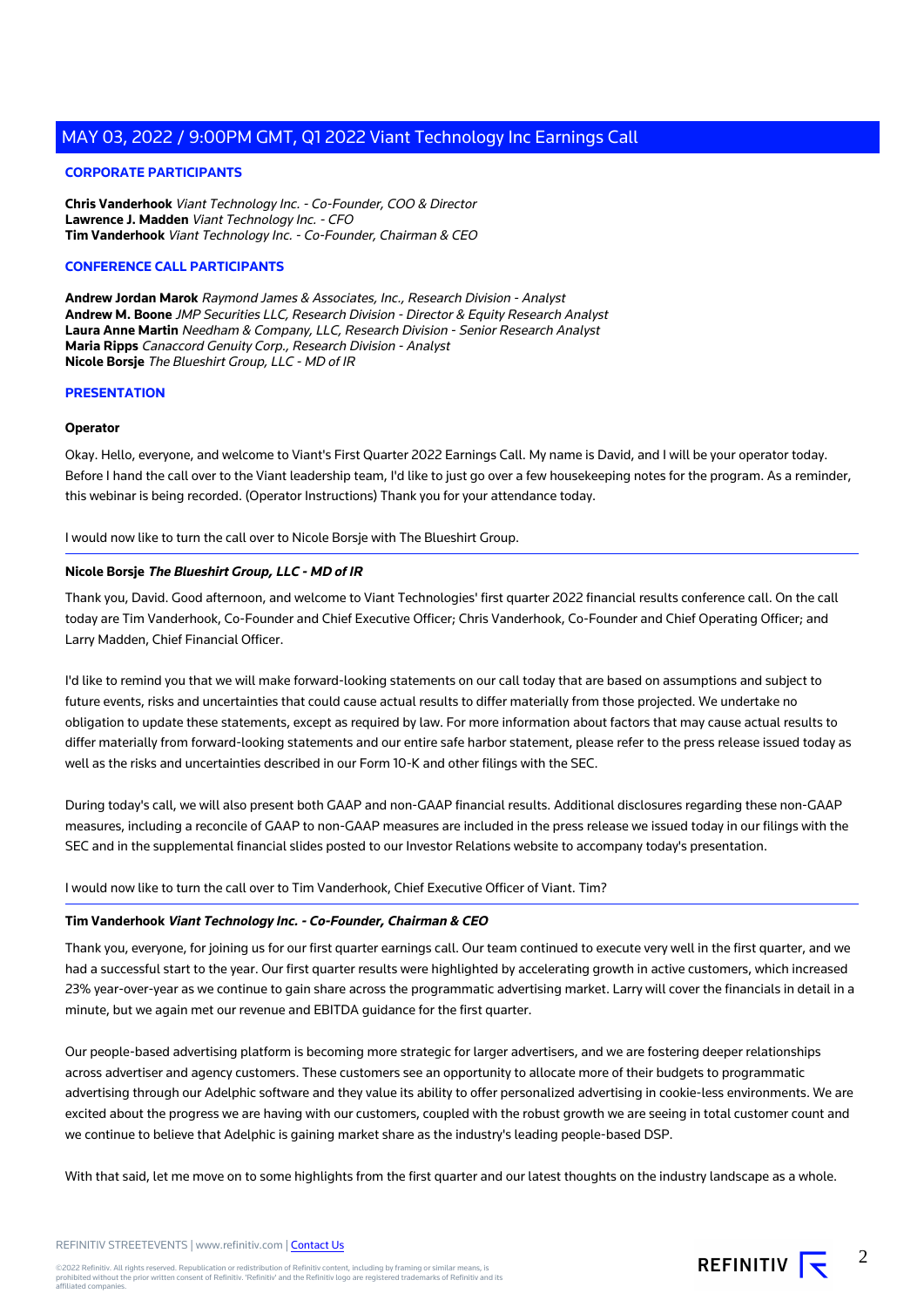# MAY 03, 2022 / 9:00PM GMT, Q1 2022 Viant Technology Inc Earnings Call

## CORPORATE PARTICIPANTS

**Chris Vanderhook** *Viant Technology Inc. - Co-Founder, COO & Director*
**Lawrence J. Madden** *Viant Technology Inc. - CFO*
**Tim Vanderhook** *Viant Technology Inc. - Co-Founder, Chairman & CEO*

## CONFERENCE CALL PARTICIPANTS

**Andrew Jordan Marok** *Raymond James & Associates, Inc., Research Division - Analyst*
**Andrew M. Boone** *JMP Securities LLC, Research Division - Director & Equity Research Analyst*
**Laura Anne Martin** *Needham & Company, LLC, Research Division - Senior Research Analyst*
**Maria Ripps** *Canaccord Genuity Corp., Research Division - Analyst*
**Nicole Borsje** *The Blueshirt Group, LLC - MD of IR*

## PRESENTATION

### Operator

Okay. Hello, everyone, and welcome to Viant's First Quarter 2022 Earnings Call. My name is David, and I will be your operator today. Before I hand the call over to the Viant leadership team, I'd like to just go over a few housekeeping notes for the program. As a reminder, this webinar is being recorded. (Operator Instructions) Thank you for your attendance today.

I would now like to turn the call over to Nicole Borsje with The Blueshirt Group.

---

### Nicole Borsje *The Blueshirt Group, LLC - MD of IR*

Thank you, David. Good afternoon, and welcome to Viant Technologies' first quarter 2022 financial results conference call. On the call today are Tim Vanderhook, Co-Founder and Chief Executive Officer; Chris Vanderhook, Co-Founder and Chief Operating Officer; and Larry Madden, Chief Financial Officer.

I'd like to remind you that we will make forward-looking statements on our call today that are based on assumptions and subject to future events, risks and uncertainties that could cause actual results to differ materially from those projected. We undertake no obligation to update these statements, except as required by law. For more information about factors that may cause actual results to differ materially from forward-looking statements and our entire safe harbor statement, please refer to the press release issued today as well as the risks and uncertainties described in our Form 10-K and other filings with the SEC.

During today's call, we will also present both GAAP and non-GAAP financial results. Additional disclosures regarding these non-GAAP measures, including a reconcile of GAAP to non-GAAP measures are included in the press release we issued today in our filings with the SEC and in the supplemental financial slides posted to our Investor Relations website to accompany today's presentation.

I would now like to turn the call over to Tim Vanderhook, Chief Executive Officer of Viant. Tim?

---

### Tim Vanderhook *Viant Technology Inc. - Co-Founder, Chairman & CEO*

Thank you, everyone, for joining us for our first quarter earnings call. Our team continued to execute very well in the first quarter, and we had a successful start to the year. Our first quarter results were highlighted by accelerating growth in active customers, which increased 23% year-over-year as we continue to gain share across the programmatic advertising market. Larry will cover the financials in detail in a minute, but we again met our revenue and EBITDA guidance for the first quarter.

Our people-based advertising platform is becoming more strategic for larger advertisers, and we are fostering deeper relationships across advertiser and agency customers. These customers see an opportunity to allocate more of their budgets to programmatic advertising through our Adelphic software and they value its ability to offer personalized advertising in cookie-less environments. We are excited about the progress we are having with our customers, coupled with the robust growth we are seeing in total customer count and we continue to believe that Adelphic is gaining market share as the industry's leading people-based DSP.

With that said, let me move on to some highlights from the first quarter and our latest thoughts on the industry landscape as a whole.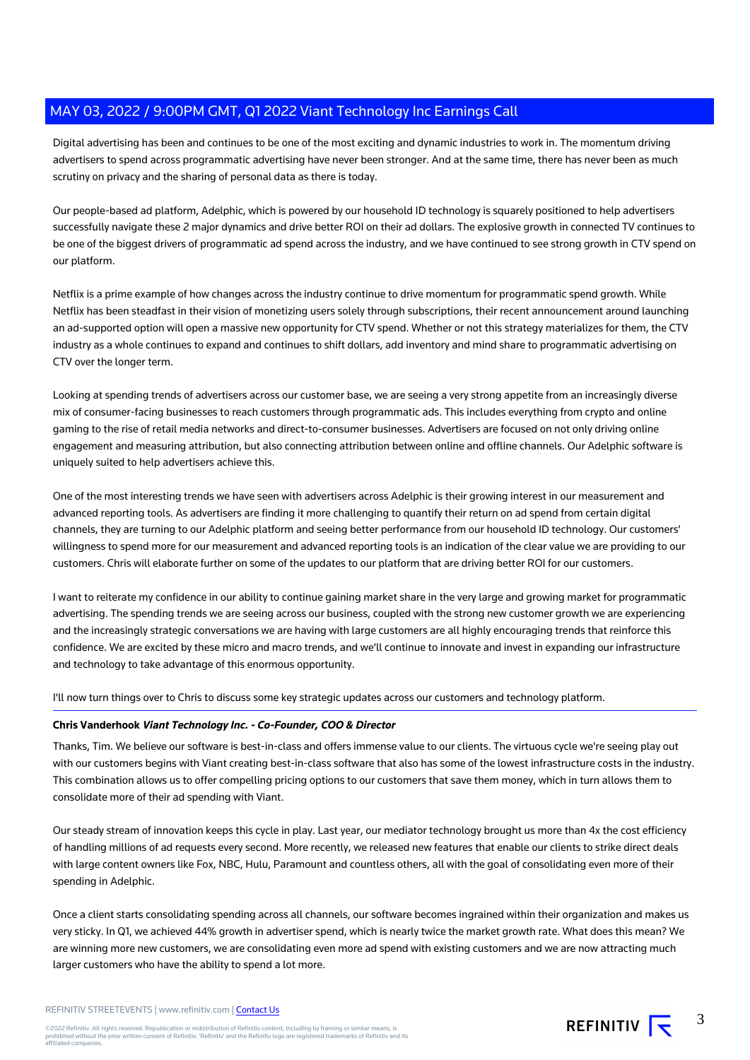Digital advertising has been and continues to be one of the most exciting and dynamic industries to work in. The momentum driving advertisers to spend across programmatic advertising have never been stronger. And at the same time, there has never been as much scrutiny on privacy and the sharing of personal data as there is today.

Our people-based ad platform, Adelphic, which is powered by our household ID technology is squarely positioned to help advertisers successfully navigate these 2 major dynamics and drive better ROI on their ad dollars. The explosive growth in connected TV continues to be one of the biggest drivers of programmatic ad spend across the industry, and we have continued to see strong growth in CTV spend on our platform.

Netflix is a prime example of how changes across the industry continue to drive momentum for programmatic spend growth. While Netflix has been steadfast in their vision of monetizing users solely through subscriptions, their recent announcement around launching an ad-supported option will open a massive new opportunity for CTV spend. Whether or not this strategy materializes for them, the CTV industry as a whole continues to expand and continues to shift dollars, add inventory and mind share to programmatic advertising on CTV over the longer term.

Looking at spending trends of advertisers across our customer base, we are seeing a very strong appetite from an increasingly diverse mix of consumer-facing businesses to reach customers through programmatic ads. This includes everything from crypto and online gaming to the rise of retail media networks and direct-to-consumer businesses. Advertisers are focused on not only driving online engagement and measuring attribution, but also connecting attribution between online and offline channels. Our Adelphic software is uniquely suited to help advertisers achieve this.

One of the most interesting trends we have seen with advertisers across Adelphic is their growing interest in our measurement and advanced reporting tools. As advertisers are finding it more challenging to quantify their return on ad spend from certain digital channels, they are turning to our Adelphic platform and seeing better performance from our household ID technology. Our customers' willingness to spend more for our measurement and advanced reporting tools is an indication of the clear value we are providing to our customers. Chris will elaborate further on some of the updates to our platform that are driving better ROI for our customers.

I want to reiterate my confidence in our ability to continue gaining market share in the very large and growing market for programmatic advertising. The spending trends we are seeing across our business, coupled with the strong new customer growth we are experiencing and the increasingly strategic conversations we are having with large customers are all highly encouraging trends that reinforce this confidence. We are excited by these micro and macro trends, and we'll continue to innovate and invest in expanding our infrastructure and technology to take advantage of this enormous opportunity.

I'll now turn things over to Chris to discuss some key strategic updates across our customers and technology platform.

---

**Chris Vanderhook** ***Viant Technology Inc. - Co-Founder, COO & Director***

Thanks, Tim. We believe our software is best-in-class and offers immense value to our clients. The virtuous cycle we're seeing play out with our customers begins with Viant creating best-in-class software that also has some of the lowest infrastructure costs in the industry. This combination allows us to offer compelling pricing options to our customers that save them money, which in turn allows them to consolidate more of their ad spending with Viant.

Our steady stream of innovation keeps this cycle in play. Last year, our mediator technology brought us more than 4x the cost efficiency of handling millions of ad requests every second. More recently, we released new features that enable our clients to strike direct deals with large content owners like Fox, NBC, Hulu, Paramount and countless others, all with the goal of consolidating even more of their spending in Adelphic.

Once a client starts consolidating spending across all channels, our software becomes ingrained within their organization and makes us very sticky. In Q1, we achieved 44% growth in advertiser spend, which is nearly twice the market growth rate. What does this mean? We are winning more new customers, we are consolidating even more ad spend with existing customers and we are now attracting much larger customers who have the ability to spend a lot more.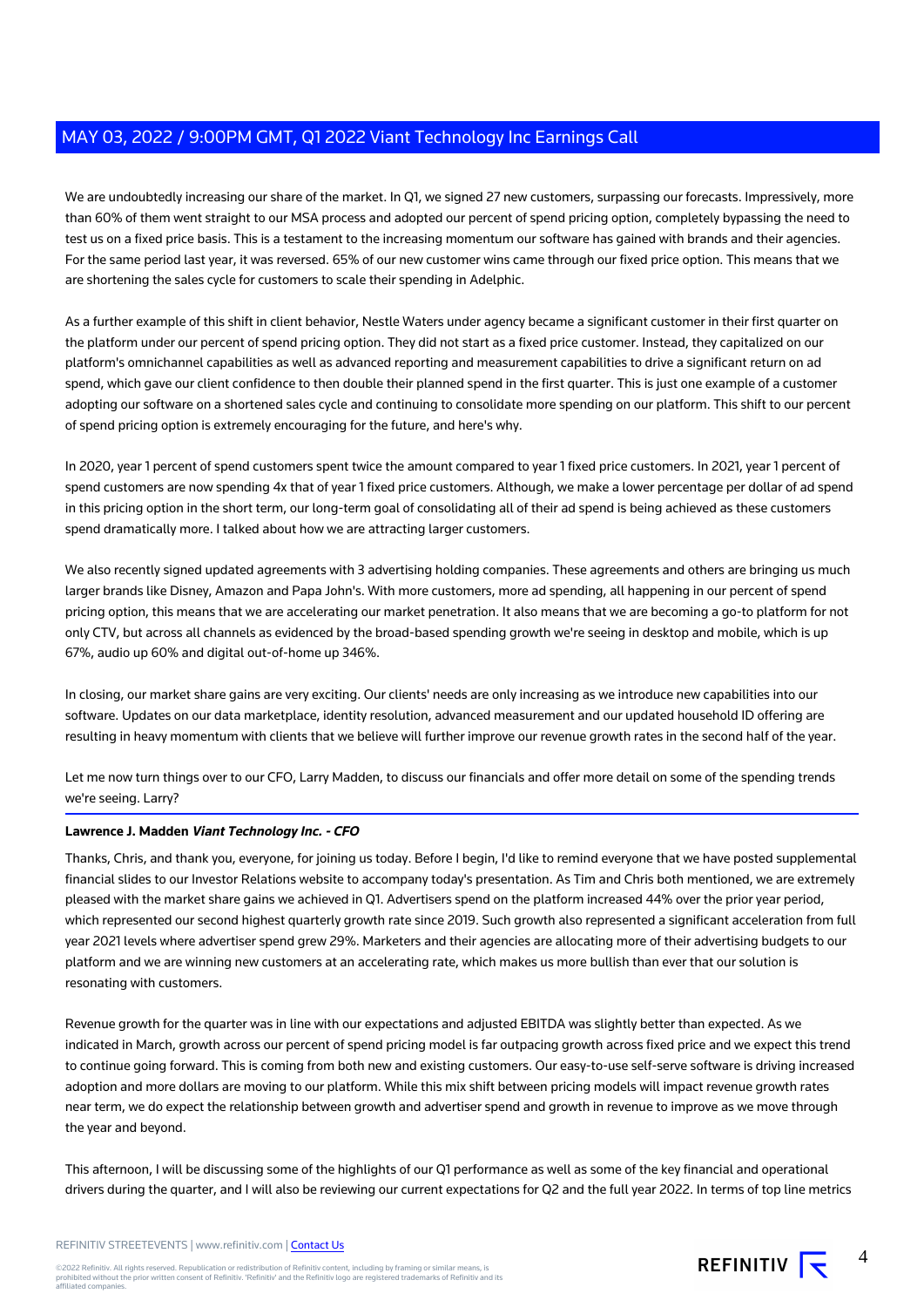We are undoubtedly increasing our share of the market. In Q1, we signed 27 new customers, surpassing our forecasts. Impressively, more than 60% of them went straight to our MSA process and adopted our percent of spend pricing option, completely bypassing the need to test us on a fixed price basis. This is a testament to the increasing momentum our software has gained with brands and their agencies. For the same period last year, it was reversed. 65% of our new customer wins came through our fixed price option. This means that we are shortening the sales cycle for customers to scale their spending in Adelphic.

As a further example of this shift in client behavior, Nestle Waters under agency became a significant customer in their first quarter on the platform under our percent of spend pricing option. They did not start as a fixed price customer. Instead, they capitalized on our platform's omnichannel capabilities as well as advanced reporting and measurement capabilities to drive a significant return on ad spend, which gave our client confidence to then double their planned spend in the first quarter. This is just one example of a customer adopting our software on a shortened sales cycle and continuing to consolidate more spending on our platform. This shift to our percent of spend pricing option is extremely encouraging for the future, and here's why.

In 2020, year 1 percent of spend customers spent twice the amount compared to year 1 fixed price customers. In 2021, year 1 percent of spend customers are now spending 4x that of year 1 fixed price customers. Although, we make a lower percentage per dollar of ad spend in this pricing option in the short term, our long-term goal of consolidating all of their ad spend is being achieved as these customers spend dramatically more. I talked about how we are attracting larger customers.

We also recently signed updated agreements with 3 advertising holding companies. These agreements and others are bringing us much larger brands like Disney, Amazon and Papa John's. With more customers, more ad spending, all happening in our percent of spend pricing option, this means that we are accelerating our market penetration. It also means that we are becoming a go-to platform for not only CTV, but across all channels as evidenced by the broad-based spending growth we're seeing in desktop and mobile, which is up 67%, audio up 60% and digital out-of-home up 346%.

In closing, our market share gains are very exciting. Our clients' needs are only increasing as we introduce new capabilities into our software. Updates on our data marketplace, identity resolution, advanced measurement and our updated household ID offering are resulting in heavy momentum with clients that we believe will further improve our revenue growth rates in the second half of the year.

Let me now turn things over to our CFO, Larry Madden, to discuss our financials and offer more detail on some of the spending trends we're seeing. Larry?

**Lawrence J. Madden** ***Viant Technology Inc. - CFO***

Thanks, Chris, and thank you, everyone, for joining us today. Before I begin, I'd like to remind everyone that we have posted supplemental financial slides to our Investor Relations website to accompany today's presentation. As Tim and Chris both mentioned, we are extremely pleased with the market share gains we achieved in Q1. Advertisers spend on the platform increased 44% over the prior year period, which represented our second highest quarterly growth rate since 2019. Such growth also represented a significant acceleration from full year 2021 levels where advertiser spend grew 29%. Marketers and their agencies are allocating more of their advertising budgets to our platform and we are winning new customers at an accelerating rate, which makes us more bullish than ever that our solution is resonating with customers.

Revenue growth for the quarter was in line with our expectations and adjusted EBITDA was slightly better than expected. As we indicated in March, growth across our percent of spend pricing model is far outpacing growth across fixed price and we expect this trend to continue going forward. This is coming from both new and existing customers. Our easy-to-use self-serve software is driving increased adoption and more dollars are moving to our platform. While this mix shift between pricing models will impact revenue growth rates near term, we do expect the relationship between growth and advertiser spend and growth in revenue to improve as we move through the year and beyond.

This afternoon, I will be discussing some of the highlights of our Q1 performance as well as some of the key financial and operational drivers during the quarter, and I will also be reviewing our current expectations for Q2 and the full year 2022. In terms of top line metrics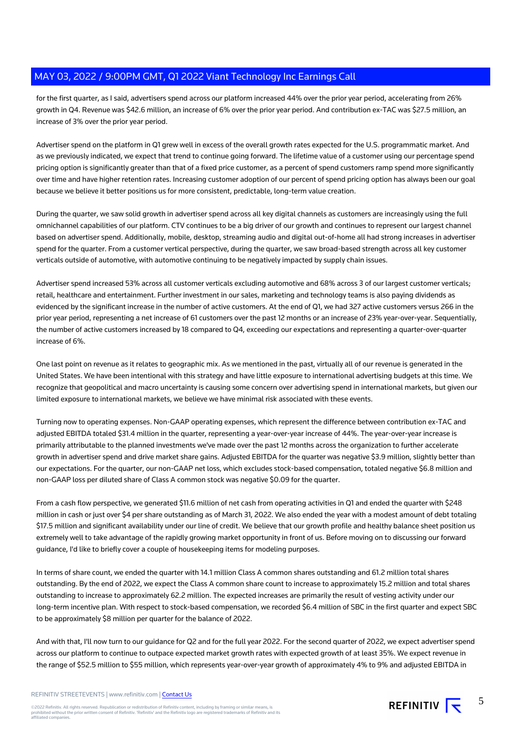for the first quarter, as I said, advertisers spend across our platform increased 44% over the prior year period, accelerating from 26% growth in Q4. Revenue was $42.6 million, an increase of 6% over the prior year period. And contribution ex-TAC was $27.5 million, an increase of 3% over the prior year period.

Advertiser spend on the platform in Q1 grew well in excess of the overall growth rates expected for the U.S. programmatic market. And as we previously indicated, we expect that trend to continue going forward. The lifetime value of a customer using our percentage spend pricing option is significantly greater than that of a fixed price customer, as a percent of spend customers ramp spend more significantly over time and have higher retention rates. Increasing customer adoption of our percent of spend pricing option has always been our goal because we believe it better positions us for more consistent, predictable, long-term value creation.

During the quarter, we saw solid growth in advertiser spend across all key digital channels as customers are increasingly using the full omnichannel capabilities of our platform. CTV continues to be a big driver of our growth and continues to represent our largest channel based on advertiser spend. Additionally, mobile, desktop, streaming audio and digital out-of-home all had strong increases in advertiser spend for the quarter. From a customer vertical perspective, during the quarter, we saw broad-based strength across all key customer verticals outside of automotive, with automotive continuing to be negatively impacted by supply chain issues.

Advertiser spend increased 53% across all customer verticals excluding automotive and 68% across 3 of our largest customer verticals; retail, healthcare and entertainment. Further investment in our sales, marketing and technology teams is also paying dividends as evidenced by the significant increase in the number of active customers. At the end of Q1, we had 327 active customers versus 266 in the prior year period, representing a net increase of 61 customers over the past 12 months or an increase of 23% year-over-year. Sequentially, the number of active customers increased by 18 compared to Q4, exceeding our expectations and representing a quarter-over-quarter increase of 6%.

One last point on revenue as it relates to geographic mix. As we mentioned in the past, virtually all of our revenue is generated in the United States. We have been intentional with this strategy and have little exposure to international advertising budgets at this time. We recognize that geopolitical and macro uncertainty is causing some concern over advertising spend in international markets, but given our limited exposure to international markets, we believe we have minimal risk associated with these events.

Turning now to operating expenses. Non-GAAP operating expenses, which represent the difference between contribution ex-TAC and adjusted EBITDA totaled $31.4 million in the quarter, representing a year-over-year increase of 44%. The year-over-year increase is primarily attributable to the planned investments we've made over the past 12 months across the organization to further accelerate growth in advertiser spend and drive market share gains. Adjusted EBITDA for the quarter was negative $3.9 million, slightly better than our expectations. For the quarter, our non-GAAP net loss, which excludes stock-based compensation, totaled negative $6.8 million and non-GAAP loss per diluted share of Class A common stock was negative $0.09 for the quarter.

From a cash flow perspective, we generated $11.6 million of net cash from operating activities in Q1 and ended the quarter with $248 million in cash or just over $4 per share outstanding as of March 31, 2022. We also ended the year with a modest amount of debt totaling $17.5 million and significant availability under our line of credit. We believe that our growth profile and healthy balance sheet position us extremely well to take advantage of the rapidly growing market opportunity in front of us. Before moving on to discussing our forward guidance, I'd like to briefly cover a couple of housekeeping items for modeling purposes.

In terms of share count, we ended the quarter with 14.1 million Class A common shares outstanding and 61.2 million total shares outstanding. By the end of 2022, we expect the Class A common share count to increase to approximately 15.2 million and total shares outstanding to increase to approximately 62.2 million. The expected increases are primarily the result of vesting activity under our long-term incentive plan. With respect to stock-based compensation, we recorded $6.4 million of SBC in the first quarter and expect SBC to be approximately $8 million per quarter for the balance of 2022.

And with that, I'll now turn to our guidance for Q2 and for the full year 2022. For the second quarter of 2022, we expect advertiser spend across our platform to continue to outpace expected market growth rates with expected growth of at least 35%. We expect revenue in the range of $52.5 million to $55 million, which represents year-over-year growth of approximately 4% to 9% and adjusted EBITDA in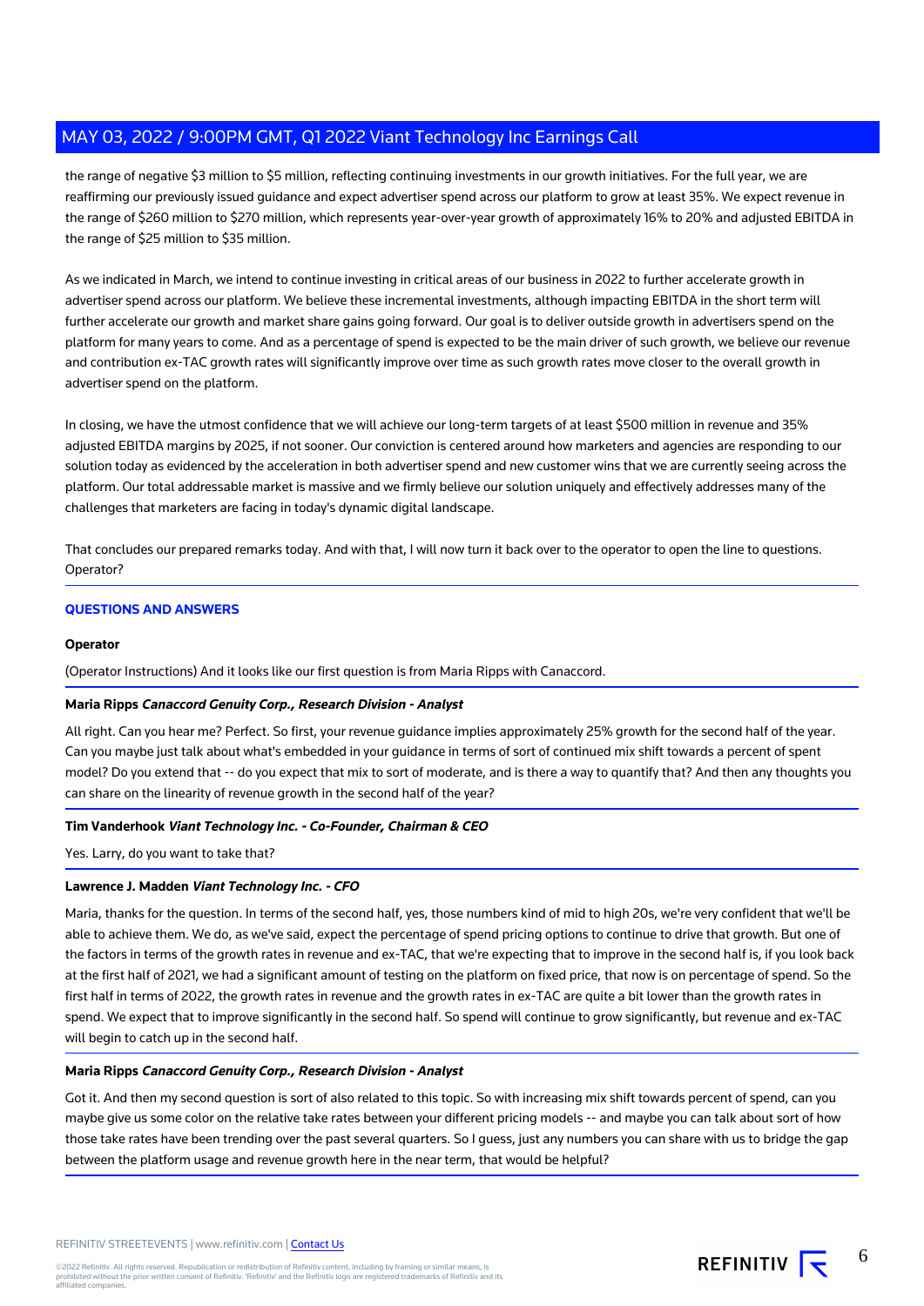the range of negative $3 million to $5 million, reflecting continuing investments in our growth initiatives. For the full year, we are reaffirming our previously issued guidance and expect advertiser spend across our platform to grow at least 35%. We expect revenue in the range of $260 million to $270 million, which represents year-over-year growth of approximately 16% to 20% and adjusted EBITDA in the range of $25 million to $35 million.

As we indicated in March, we intend to continue investing in critical areas of our business in 2022 to further accelerate growth in advertiser spend across our platform. We believe these incremental investments, although impacting EBITDA in the short term will further accelerate our growth and market share gains going forward. Our goal is to deliver outside growth in advertisers spend on the platform for many years to come. And as a percentage of spend is expected to be the main driver of such growth, we believe our revenue and contribution ex-TAC growth rates will significantly improve over time as such growth rates move closer to the overall growth in advertiser spend on the platform.

In closing, we have the utmost confidence that we will achieve our long-term targets of at least $500 million in revenue and 35% adjusted EBITDA margins by 2025, if not sooner. Our conviction is centered around how marketers and agencies are responding to our solution today as evidenced by the acceleration in both advertiser spend and new customer wins that we are currently seeing across the platform. Our total addressable market is massive and we firmly believe our solution uniquely and effectively addresses many of the challenges that marketers are facing in today's dynamic digital landscape.

That concludes our prepared remarks today. And with that, I will now turn it back over to the operator to open the line to questions. Operator?

## QUESTIONS AND ANSWERS

**Operator**

(Operator Instructions) And it looks like our first question is from Maria Ripps with Canaccord.

**Maria Ripps** ***Canaccord Genuity Corp., Research Division - Analyst***

All right. Can you hear me? Perfect. So first, your revenue guidance implies approximately 25% growth for the second half of the year. Can you maybe just talk about what's embedded in your guidance in terms of sort of continued mix shift towards a percent of spent model? Do you extend that -- do you expect that mix to sort of moderate, and is there a way to quantify that? And then any thoughts you can share on the linearity of revenue growth in the second half of the year?

**Tim Vanderhook** ***Viant Technology Inc. - Co-Founder, Chairman & CEO***

Yes. Larry, do you want to take that?

**Lawrence J. Madden** ***Viant Technology Inc. - CFO***

Maria, thanks for the question. In terms of the second half, yes, those numbers kind of mid to high 20s, we're very confident that we'll be able to achieve them. We do, as we've said, expect the percentage of spend pricing options to continue to drive that growth. But one of the factors in terms of the growth rates in revenue and ex-TAC, that we're expecting that to improve in the second half is, if you look back at the first half of 2021, we had a significant amount of testing on the platform on fixed price, that now is on percentage of spend. So the first half in terms of 2022, the growth rates in revenue and the growth rates in ex-TAC are quite a bit lower than the growth rates in spend. We expect that to improve significantly in the second half. So spend will continue to grow significantly, but revenue and ex-TAC will begin to catch up in the second half.

**Maria Ripps** ***Canaccord Genuity Corp., Research Division - Analyst***

Got it. And then my second question is sort of also related to this topic. So with increasing mix shift towards percent of spend, can you maybe give us some color on the relative take rates between your different pricing models -- and maybe you can talk about sort of how those take rates have been trending over the past several quarters. So I guess, just any numbers you can share with us to bridge the gap between the platform usage and revenue growth here in the near term, that would be helpful?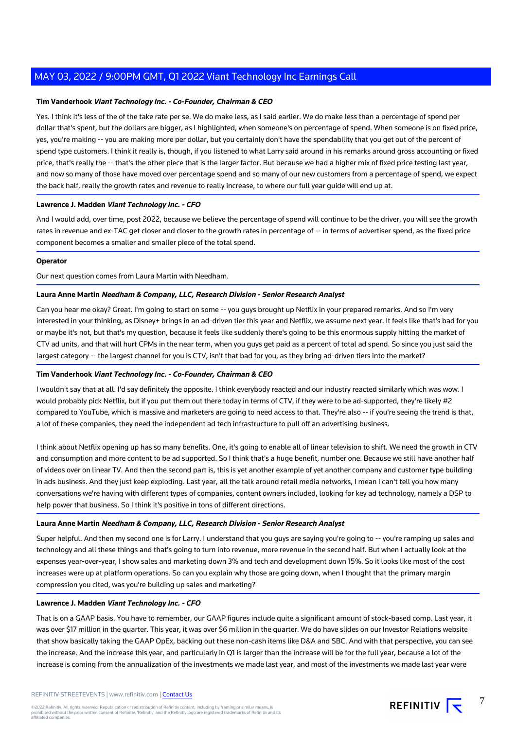**Tim Vanderhook** ***Viant Technology Inc. - Co-Founder, Chairman & CEO***

Yes. I think it's less of the of the take rate per se. We do make less, as I said earlier. We do make less than a percentage of spend per dollar that's spent, but the dollars are bigger, as I highlighted, when someone's on percentage of spend. When someone is on fixed price, yes, you're making -- you are making more per dollar, but you certainly don't have the spendability that you get out of the percent of spend type customers. I think it really is, though, if you listened to what Larry said around in his remarks around gross accounting or fixed price, that's really the -- that's the other piece that is the larger factor. But because we had a higher mix of fixed price testing last year, and now so many of those have moved over percentage spend and so many of our new customers from a percentage of spend, we expect the back half, really the growth rates and revenue to really increase, to where our full year guide will end up at.

**Lawrence J. Madden** ***Viant Technology Inc. - CFO***

And I would add, over time, post 2022, because we believe the percentage of spend will continue to be the driver, you will see the growth rates in revenue and ex-TAC get closer and closer to the growth rates in percentage of -- in terms of advertiser spend, as the fixed price component becomes a smaller and smaller piece of the total spend.

**Operator**

Our next question comes from Laura Martin with Needham.

**Laura Anne Martin** ***Needham & Company, LLC, Research Division - Senior Research Analyst***

Can you hear me okay? Great. I'm going to start on some -- you guys brought up Netflix in your prepared remarks. And so I'm very interested in your thinking, as Disney+ brings in an ad-driven tier this year and Netflix, we assume next year. It feels like that's bad for you or maybe it's not, but that's my question, because it feels like suddenly there's going to be this enormous supply hitting the market of CTV ad units, and that will hurt CPMs in the near term, when you guys get paid as a percent of total ad spend. So since you just said the largest category -- the largest channel for you is CTV, isn't that bad for you, as they bring ad-driven tiers into the market?

**Tim Vanderhook** ***Viant Technology Inc. - Co-Founder, Chairman & CEO***

I wouldn't say that at all. I'd say definitely the opposite. I think everybody reacted and our industry reacted similarly which was wow. I would probably pick Netflix, but if you put them out there today in terms of CTV, if they were to be ad-supported, they're likely #2 compared to YouTube, which is massive and marketers are going to need access to that. They're also -- if you're seeing the trend is that, a lot of these companies, they need the independent ad tech infrastructure to pull off an advertising business.

I think about Netflix opening up has so many benefits. One, it's going to enable all of linear television to shift. We need the growth in CTV and consumption and more content to be ad supported. So I think that's a huge benefit, number one. Because we still have another half of videos over on linear TV. And then the second part is, this is yet another example of yet another company and customer type building in ads business. And they just keep exploding. Last year, all the talk around retail media networks, I mean I can't tell you how many conversations we're having with different types of companies, content owners included, looking for key ad technology, namely a DSP to help power that business. So I think it's positive in tons of different directions.

**Laura Anne Martin** ***Needham & Company, LLC, Research Division - Senior Research Analyst***

Super helpful. And then my second one is for Larry. I understand that you guys are saying you're going to -- you're ramping up sales and technology and all these things and that's going to turn into revenue, more revenue in the second half. But when I actually look at the expenses year-over-year, I show sales and marketing down 3% and tech and development down 15%. So it looks like most of the cost increases were up at platform operations. So can you explain why those are going down, when I thought that the primary margin compression you cited, was you're building up sales and marketing?

**Lawrence J. Madden** ***Viant Technology Inc. - CFO***

That is on a GAAP basis. You have to remember, our GAAP figures include quite a significant amount of stock-based comp. Last year, it was over $17 million in the quarter. This year, it was over $6 million in the quarter. We do have slides on our Investor Relations website that show basically taking the GAAP OpEx, backing out these non-cash items like D&A and SBC. And with that perspective, you can see the increase. And the increase this year, and particularly in Q1 is larger than the increase will be for the full year, because a lot of the increase is coming from the annualization of the investments we made last year, and most of the investments we made last year were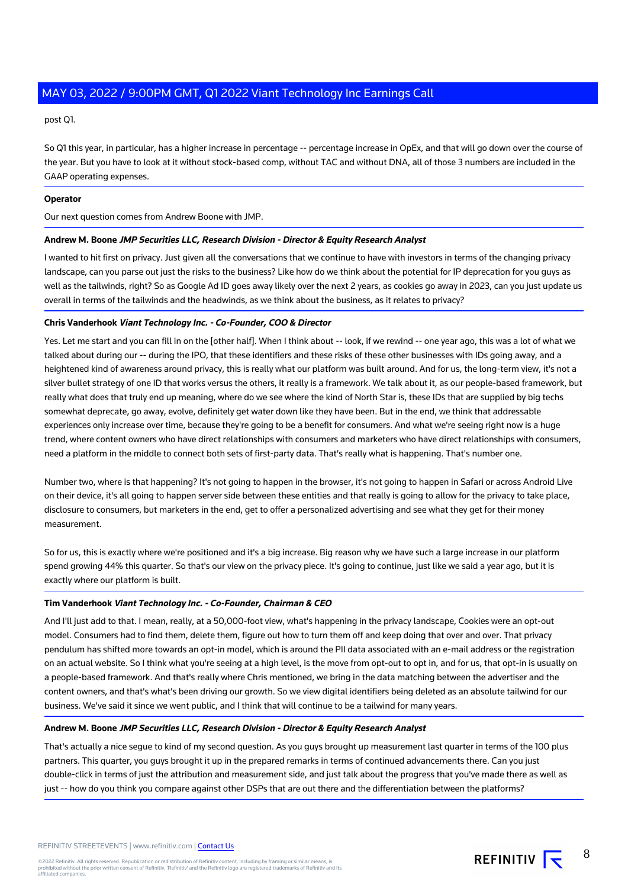post Q1.

So Q1 this year, in particular, has a higher increase in percentage -- percentage increase in OpEx, and that will go down over the course of the year. But you have to look at it without stock-based comp, without TAC and without DNA, all of those 3 numbers are included in the GAAP operating expenses.

**Operator**

Our next question comes from Andrew Boone with JMP.

**Andrew M. Boone** ***JMP Securities LLC, Research Division - Director & Equity Research Analyst***

I wanted to hit first on privacy. Just given all the conversations that we continue to have with investors in terms of the changing privacy landscape, can you parse out just the risks to the business? Like how do we think about the potential for IP deprecation for you guys as well as the tailwinds, right? So as Google Ad ID goes away likely over the next 2 years, as cookies go away in 2023, can you just update us overall in terms of the tailwinds and the headwinds, as we think about the business, as it relates to privacy?

**Chris Vanderhook** ***Viant Technology Inc. - Co-Founder, COO & Director***

Yes. Let me start and you can fill in on the [other half]. When I think about -- look, if we rewind -- one year ago, this was a lot of what we talked about during our -- during the IPO, that these identifiers and these risks of these other businesses with IDs going away, and a heightened kind of awareness around privacy, this is really what our platform was built around. And for us, the long-term view, it's not a silver bullet strategy of one ID that works versus the others, it really is a framework. We talk about it, as our people-based framework, but really what does that truly end up meaning, where do we see where the kind of North Star is, these IDs that are supplied by big techs somewhat deprecate, go away, evolve, definitely get water down like they have been. But in the end, we think that addressable experiences only increase over time, because they're going to be a benefit for consumers. And what we're seeing right now is a huge trend, where content owners who have direct relationships with consumers and marketers who have direct relationships with consumers, need a platform in the middle to connect both sets of first-party data. That's really what is happening. That's number one.

Number two, where is that happening? It's not going to happen in the browser, it's not going to happen in Safari or across Android Live on their device, it's all going to happen server side between these entities and that really is going to allow for the privacy to take place, disclosure to consumers, but marketers in the end, get to offer a personalized advertising and see what they get for their money measurement.

So for us, this is exactly where we're positioned and it's a big increase. Big reason why we have such a large increase in our platform spend growing 44% this quarter. So that's our view on the privacy piece. It's going to continue, just like we said a year ago, but it is exactly where our platform is built.

**Tim Vanderhook** ***Viant Technology Inc. - Co-Founder, Chairman & CEO***

And I'll just add to that. I mean, really, at a 50,000-foot view, what's happening in the privacy landscape, Cookies were an opt-out model. Consumers had to find them, delete them, figure out how to turn them off and keep doing that over and over. That privacy pendulum has shifted more towards an opt-in model, which is around the PII data associated with an e-mail address or the registration on an actual website. So I think what you're seeing at a high level, is the move from opt-out to opt in, and for us, that opt-in is usually on a people-based framework. And that's really where Chris mentioned, we bring in the data matching between the advertiser and the content owners, and that's what's been driving our growth. So we view digital identifiers being deleted as an absolute tailwind for our business. We've said it since we went public, and I think that will continue to be a tailwind for many years.

**Andrew M. Boone** ***JMP Securities LLC, Research Division - Director & Equity Research Analyst***

That's actually a nice segue to kind of my second question. As you guys brought up measurement last quarter in terms of the 100 plus partners. This quarter, you guys brought it up in the prepared remarks in terms of continued advancements there. Can you just double-click in terms of just the attribution and measurement side, and just talk about the progress that you've made there as well as just -- how do you think you compare against other DSPs that are out there and the differentiation between the platforms?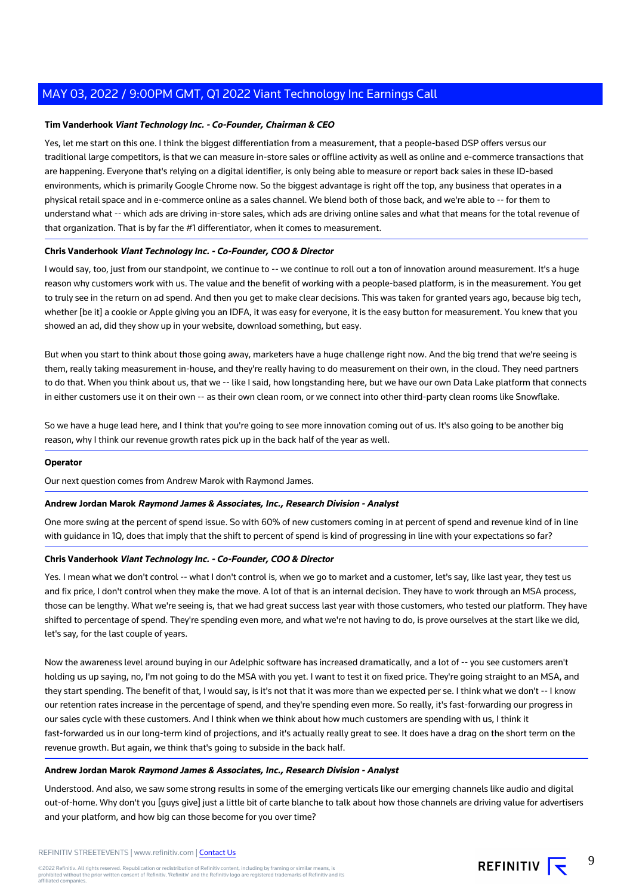**Tim Vanderhook** ***Viant Technology Inc. - Co-Founder, Chairman & CEO***

Yes, let me start on this one. I think the biggest differentiation from a measurement, that a people-based DSP offers versus our traditional large competitors, is that we can measure in-store sales or offline activity as well as online and e-commerce transactions that are happening. Everyone that's relying on a digital identifier, is only being able to measure or report back sales in these ID-based environments, which is primarily Google Chrome now. So the biggest advantage is right off the top, any business that operates in a physical retail space and in e-commerce online as a sales channel. We blend both of those back, and we're able to -- for them to understand what -- which ads are driving in-store sales, which ads are driving online sales and what that means for the total revenue of that organization. That is by far the #1 differentiator, when it comes to measurement.

**Chris Vanderhook** ***Viant Technology Inc. - Co-Founder, COO & Director***

I would say, too, just from our standpoint, we continue to -- we continue to roll out a ton of innovation around measurement. It's a huge reason why customers work with us. The value and the benefit of working with a people-based platform, is in the measurement. You get to truly see in the return on ad spend. And then you get to make clear decisions. This was taken for granted years ago, because big tech, whether [be it] a cookie or Apple giving you an IDFA, it was easy for everyone, it is the easy button for measurement. You knew that you showed an ad, did they show up in your website, download something, but easy.

But when you start to think about those going away, marketers have a huge challenge right now. And the big trend that we're seeing is them, really taking measurement in-house, and they're really having to do measurement on their own, in the cloud. They need partners to do that. When you think about us, that we -- like I said, how longstanding here, but we have our own Data Lake platform that connects in either customers use it on their own -- as their own clean room, or we connect into other third-party clean rooms like Snowflake.

So we have a huge lead here, and I think that you're going to see more innovation coming out of us. It's also going to be another big reason, why I think our revenue growth rates pick up in the back half of the year as well.

**Operator**

Our next question comes from Andrew Marok with Raymond James.

**Andrew Jordan Marok** ***Raymond James & Associates, Inc., Research Division - Analyst***

One more swing at the percent of spend issue. So with 60% of new customers coming in at percent of spend and revenue kind of in line with guidance in 1Q, does that imply that the shift to percent of spend is kind of progressing in line with your expectations so far?

**Chris Vanderhook** ***Viant Technology Inc. - Co-Founder, COO & Director***

Yes. I mean what we don't control -- what I don't control is, when we go to market and a customer, let's say, like last year, they test us and fix price, I don't control when they make the move. A lot of that is an internal decision. They have to work through an MSA process, those can be lengthy. What we're seeing is, that we had great success last year with those customers, who tested our platform. They have shifted to percentage of spend. They're spending even more, and what we're not having to do, is prove ourselves at the start like we did, let's say, for the last couple of years.

Now the awareness level around buying in our Adelphic software has increased dramatically, and a lot of -- you see customers aren't holding us up saying, no, I'm not going to do the MSA with you yet. I want to test it on fixed price. They're going straight to an MSA, and they start spending. The benefit of that, I would say, is it's not that it was more than we expected per se. I think what we don't -- I know our retention rates increase in the percentage of spend, and they're spending even more. So really, it's fast-forwarding our progress in our sales cycle with these customers. And I think when we think about how much customers are spending with us, I think it fast-forwarded us in our long-term kind of projections, and it's actually really great to see. It does have a drag on the short term on the revenue growth. But again, we think that's going to subside in the back half.

**Andrew Jordan Marok** ***Raymond James & Associates, Inc., Research Division - Analyst***

Understood. And also, we saw some strong results in some of the emerging verticals like our emerging channels like audio and digital out-of-home. Why don't you [guys give] just a little bit of carte blanche to talk about how those channels are driving value for advertisers and your platform, and how big can those become for you over time?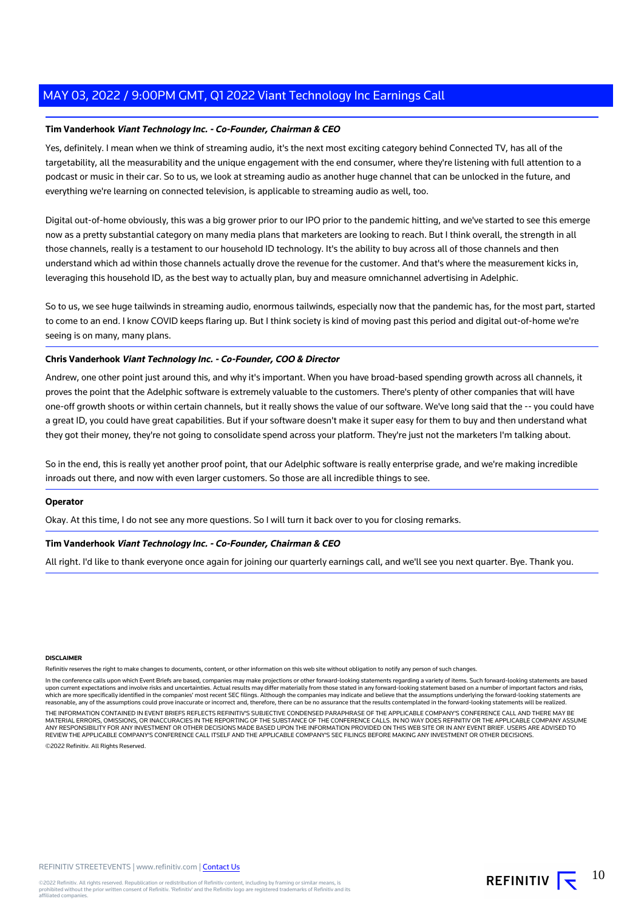**Tim Vanderhook** ***Viant Technology Inc. - Co-Founder, Chairman & CEO***

Yes, definitely. I mean when we think of streaming audio, it's the next most exciting category behind Connected TV, has all of the targetability, all the measurability and the unique engagement with the end consumer, where they're listening with full attention to a podcast or music in their car. So to us, we look at streaming audio as another huge channel that can be unlocked in the future, and everything we're learning on connected television, is applicable to streaming audio as well, too.

Digital out-of-home obviously, this was a big grower prior to our IPO prior to the pandemic hitting, and we've started to see this emerge now as a pretty substantial category on many media plans that marketers are looking to reach. But I think overall, the strength in all those channels, really is a testament to our household ID technology. It's the ability to buy across all of those channels and then understand which ad within those channels actually drove the revenue for the customer. And that's where the measurement kicks in, leveraging this household ID, as the best way to actually plan, buy and measure omnichannel advertising in Adelphic.

So to us, we see huge tailwinds in streaming audio, enormous tailwinds, especially now that the pandemic has, for the most part, started to come to an end. I know COVID keeps flaring up. But I think society is kind of moving past this period and digital out-of-home we're seeing is on many, many plans.

**Chris Vanderhook** ***Viant Technology Inc. - Co-Founder, COO & Director***

Andrew, one other point just around this, and why it's important. When you have broad-based spending growth across all channels, it proves the point that the Adelphic software is extremely valuable to the customers. There's plenty of other companies that will have one-off growth shoots or within certain channels, but it really shows the value of our software. We've long said that the -- you could have a great ID, you could have great capabilities. But if your software doesn't make it super easy for them to buy and then understand what they got their money, they're not going to consolidate spend across your platform. They're just not the marketers I'm talking about.

So in the end, this is really yet another proof point, that our Adelphic software is really enterprise grade, and we're making incredible inroads out there, and now with even larger customers. So those are all incredible things to see.

**Operator**

Okay. At this time, I do not see any more questions. So I will turn it back over to you for closing remarks.

**Tim Vanderhook** ***Viant Technology Inc. - Co-Founder, Chairman & CEO***

All right. I'd like to thank everyone once again for joining our quarterly earnings call, and we'll see you next quarter. Bye. Thank you.

**DISCLAIMER**

Refinitiv reserves the right to make changes to documents, content, or other information on this web site without obligation to notify any person of such changes.

In the conference calls upon which Event Briefs are based, companies may make projections or other forward-looking statements regarding a variety of items. Such forward-looking statements are based upon current expectations and involve risks and uncertainties. Actual results may differ materially from those stated in any forward-looking statement based on a number of important factors and risks, which are more specifically identified in the companies' most recent SEC filings. Although the companies may indicate and believe that the assumptions underlying the forward-looking statements are reasonable, any of the assumptions could prove inaccurate or incorrect and, therefore, there can be no assurance that the results contemplated in the forward-looking statements will be realized.

THE INFORMATION CONTAINED IN EVENT BRIEFS REFLECTS REFINITIV'S SUBJECTIVE CONDENSED PARAPHRASE OF THE APPLICABLE COMPANY'S CONFERENCE CALL AND THERE MAY BE MATERIAL ERRORS, OMISSIONS, OR INACCURACIES IN THE REPORTING OF THE SUBSTANCE OF THE CONFERENCE CALLS. IN NO WAY DOES REFINITIV OR THE APPLICABLE COMPANY ASSUME ANY RESPONSIBILITY FOR ANY INVESTMENT OR OTHER DECISIONS MADE BASED UPON THE INFORMATION PROVIDED ON THIS WEB SITE OR IN ANY EVENT BRIEF. USERS ARE ADVISED TO REVIEW THE APPLICABLE COMPANY'S CONFERENCE CALL ITSELF AND THE APPLICABLE COMPANY'S SEC FILINGS BEFORE MAKING ANY INVESTMENT OR OTHER DECISIONS.

©2022 Refinitiv. All Rights Reserved.